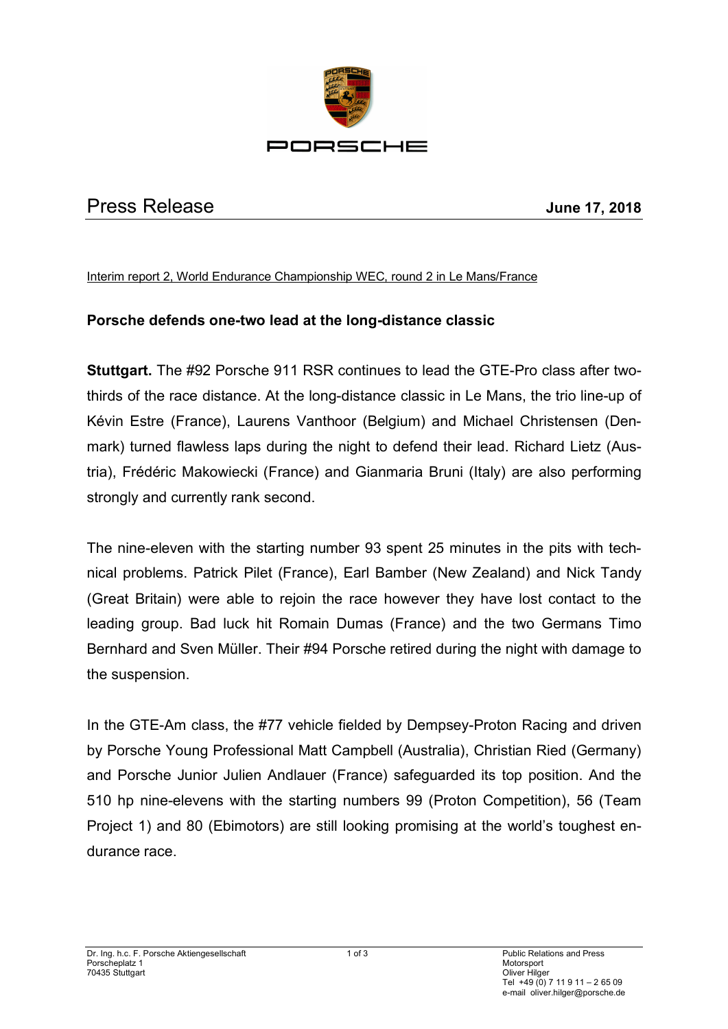# Press Release

**June 17, 2018**

Interim report 2, World Endurance Championship WEC, round 2 in Le Mans/France

## Porsche defends one-two lead at the long-distance classic

**Stuttgart.** The #92 Porsche 911 RSR continues to lead the GTE-Pro class after two-thirds of the race distance. At the long-distance classic in Le Mans, the trio line-up of Kévin Estre (France), Laurens Vanthoor (Belgium) and Michael Christensen (Denmark) turned flawless laps during the night to defend their lead. Richard Lietz (Austria), Frédéric Makowiecki (France) and Gianmaria Bruni (Italy) are also performing strongly and currently rank second.

The nine-eleven with the starting number 93 spent 25 minutes in the pits with technical problems. Patrick Pilet (France), Earl Bamber (New Zealand) and Nick Tandy (Great Britain) were able to rejoin the race however they have lost contact to the leading group. Bad luck hit Romain Dumas (France) and the two Germans Timo Bernhard and Sven Müller. Their #94 Porsche retired during the night with damage to the suspension.

In the GTE-Am class, the #77 vehicle fielded by Dempsey-Proton Racing and driven by Porsche Young Professional Matt Campbell (Australia), Christian Ried (Germany) and Porsche Junior Julien Andlauer (France) safeguarded its top position. And the 510 hp nine-elevens with the starting numbers 99 (Proton Competition), 56 (Team Project 1) and 80 (Ebimotors) are still looking promising at the world's toughest endurance race.

Dr. Ing. h.c. F. Porsche Aktiengesellschaft
Porscheplatz 1
70435 Stuttgart

Public Relations and Press
Motorsport
Oliver Hilger
Tel +49 (0) 7 11 9 11 – 2 65 09
e-mail oliver.hilger@porsche.de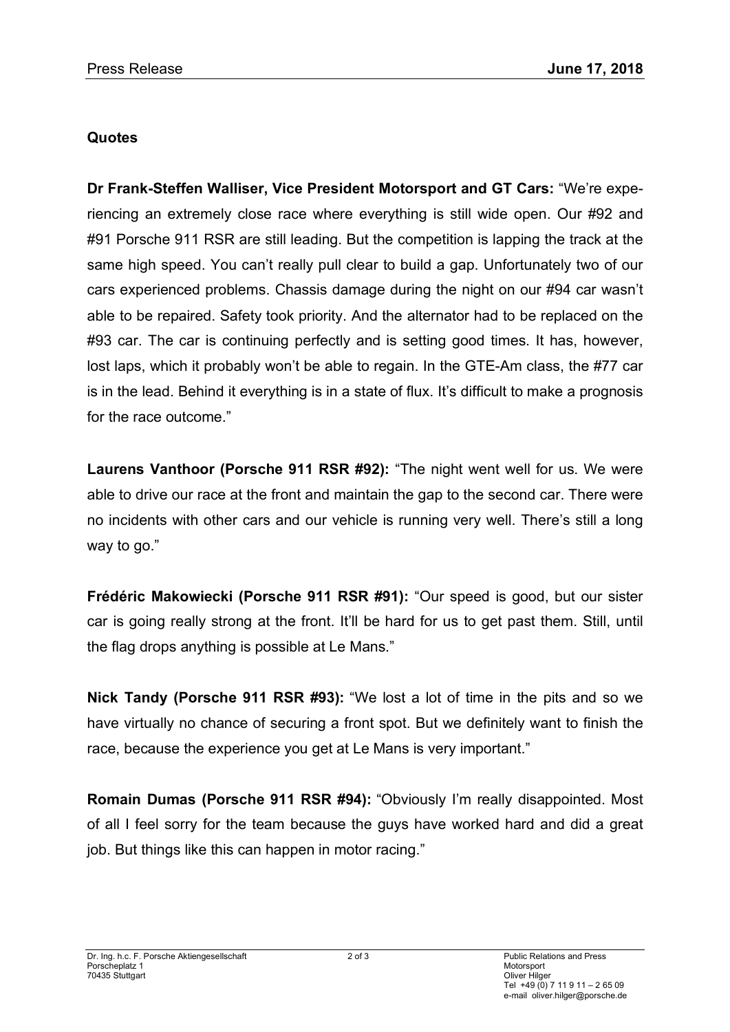**Quotes**

**Dr Frank-Steffen Walliser, Vice President Motorsport and GT Cars:** "We're experiencing an extremely close race where everything is still wide open. Our #92 and #91 Porsche 911 RSR are still leading. But the competition is lapping the track at the same high speed. You can't really pull clear to build a gap. Unfortunately two of our cars experienced problems. Chassis damage during the night on our #94 car wasn't able to be repaired. Safety took priority. And the alternator had to be replaced on the #93 car. The car is continuing perfectly and is setting good times. It has, however, lost laps, which it probably won't be able to regain. In the GTE-Am class, the #77 car is in the lead. Behind it everything is in a state of flux. It's difficult to make a prognosis for the race outcome."

**Laurens Vanthoor (Porsche 911 RSR #92):** "The night went well for us. We were able to drive our race at the front and maintain the gap to the second car. There were no incidents with other cars and our vehicle is running very well. There's still a long way to go."

**Frédéric Makowiecki (Porsche 911 RSR #91):** "Our speed is good, but our sister car is going really strong at the front. It'll be hard for us to get past them. Still, until the flag drops anything is possible at Le Mans."

**Nick Tandy (Porsche 911 RSR #93):** "We lost a lot of time in the pits and so we have virtually no chance of securing a front spot. But we definitely want to finish the race, because the experience you get at Le Mans is very important."

**Romain Dumas (Porsche 911 RSR #94):** "Obviously I'm really disappointed. Most of all I feel sorry for the team because the guys have worked hard and did a great job. But things like this can happen in motor racing."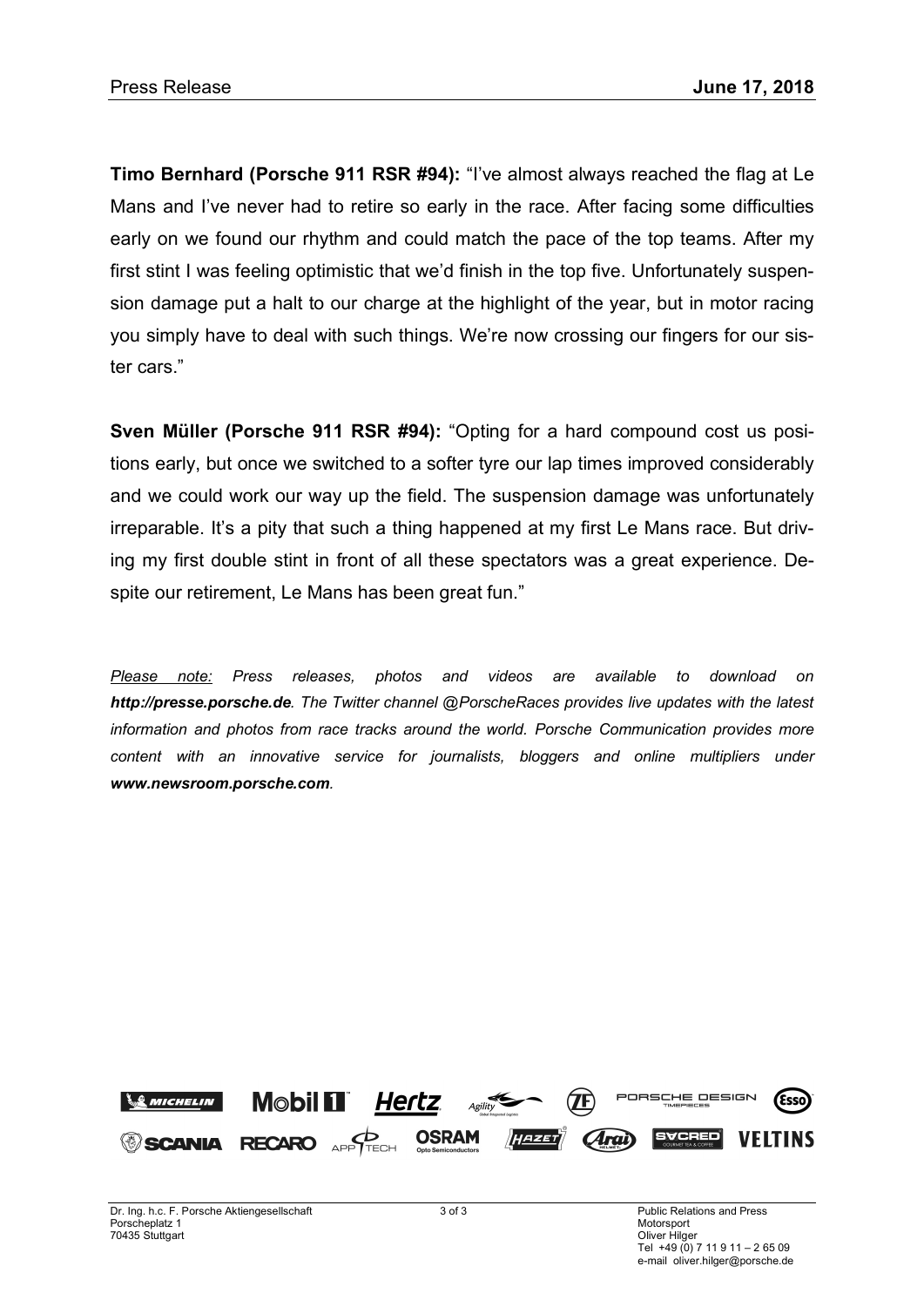**Timo Bernhard (Porsche 911 RSR #94):** "I've almost always reached the flag at Le Mans and I've never had to retire so early in the race. After facing some difficulties early on we found our rhythm and could match the pace of the top teams. After my first stint I was feeling optimistic that we'd finish in the top five. Unfortunately suspension damage put a halt to our charge at the highlight of the year, but in motor racing you simply have to deal with such things. We're now crossing our fingers for our sister cars."

**Sven Müller (Porsche 911 RSR #94):** "Opting for a hard compound cost us positions early, but once we switched to a softer tyre our lap times improved considerably and we could work our way up the field. The suspension damage was unfortunately irreparable. It's a pity that such a thing happened at my first Le Mans race. But driving my first double stint in front of all these spectators was a great experience. Despite our retirement, Le Mans has been great fun."

*Please note: Press releases, photos and videos are available to download on* ***http://presse.porsche.de****. The Twitter channel @PorscheRaces provides live updates with the latest information and photos from race tracks around the world. Porsche Communication provides more content with an innovative service for journalists, bloggers and online multipliers under* ***www.newsroom.porsche.com****.*

MICHELIN Mobil 1 Hertz Agility ZF PORSCHE DESIGN TIMEPIECES Esso
SCANIA RECARO APPTECH OSRAM Opto Semiconductors HAZET Arai SACRED VELTINS

Dr. Ing. h.c. F. Porsche Aktiengesellschaft
Porscheplatz 1
70435 Stuttgart

Public Relations and Press
Motorsport
Oliver Hilger
Tel +49 (0) 7 11 9 11 – 2 65 09
e-mail oliver.hilger@porsche.de